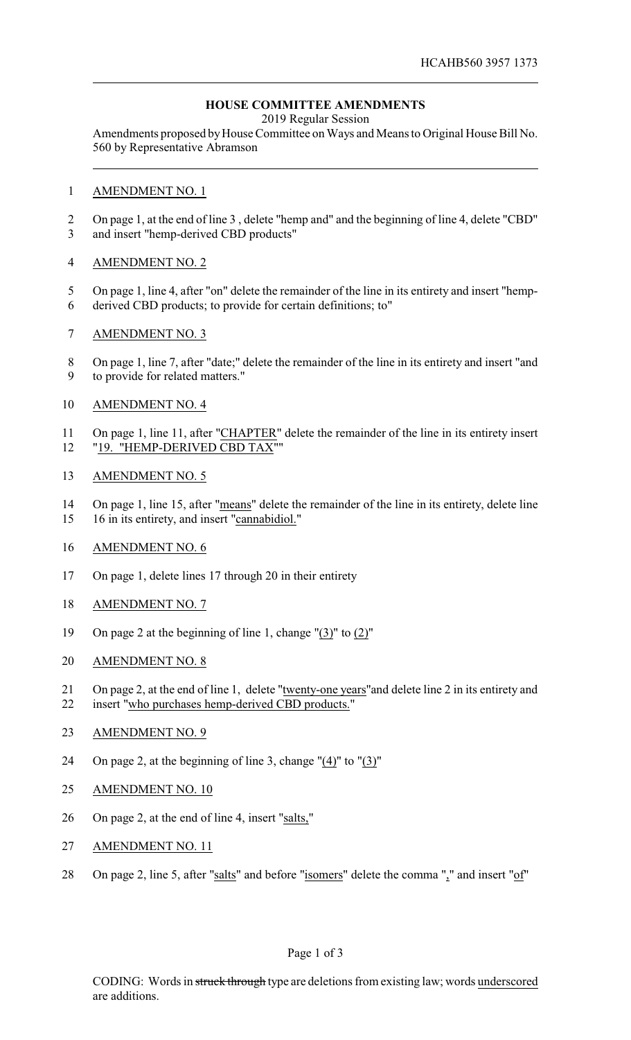HCAHB560 3957 1373

**HOUSE COMMITTEE AMENDMENTS**

2019 Regular Session

Amendments proposed by House Committee on Ways and Means to Original House Bill No. 560 by Representative Abramson

AMENDMENT NO. 1

On page 1, at the end of line 3 , delete "hemp and" and the beginning of line 4, delete "CBD" and insert "hemp-derived CBD products"

AMENDMENT NO. 2

On page 1, line 4, after "on" delete the remainder of the line in its entirety and insert "hemp-derived CBD products; to provide for certain definitions; to"

AMENDMENT NO. 3

On page 1, line 7, after "date;" delete the remainder of the line in its entirety and insert "and to provide for related matters."

AMENDMENT NO. 4

On page 1, line 11, after "CHAPTER" delete the remainder of the line in its entirety insert "19. "HEMP-DERIVED CBD TAX""

AMENDMENT NO. 5

On page 1, line 15, after "means" delete the remainder of the line in its entirety, delete line 16 in its entirety, and insert "cannabidiol."

AMENDMENT NO. 6

On page 1, delete lines 17 through 20 in their entirety

AMENDMENT NO. 7

On page 2 at the beginning of line 1, change "(3)" to (2)"

AMENDMENT NO. 8

On page 2, at the end of line 1, delete "twenty-one years"and delete line 2 in its entirety and insert "who purchases hemp-derived CBD products."

AMENDMENT NO. 9

On page 2, at the beginning of line 3, change "(4)" to "(3)"

AMENDMENT NO. 10

On page 2, at the end of line 4, insert "salts,"

AMENDMENT NO. 11

On page 2, line 5, after "salts" and before "isomers" delete the comma "," and insert "of"

CODING: Words in struck through type are deletions from existing law; words underscored are additions.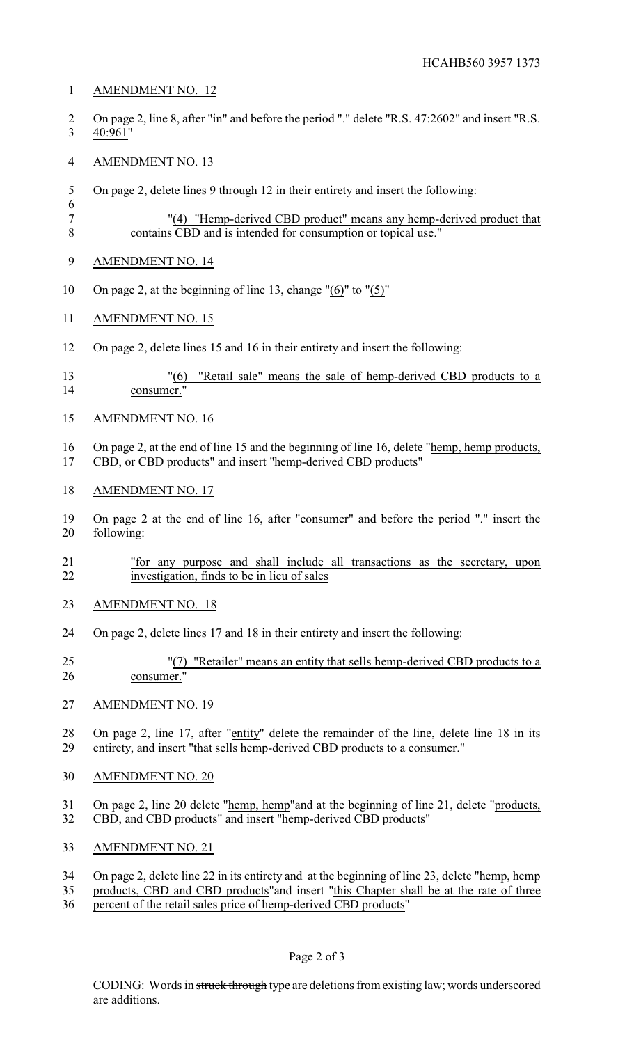AMENDMENT NO. 12

On page 2, line 8, after "in" and before the period "." delete "R.S. 47:2602" and insert "R.S. 40:961"

AMENDMENT NO. 13

On page 2, delete lines 9 through 12 in their entirety and insert the following:

"(4) "Hemp-derived CBD product" means any hemp-derived product that contains CBD and is intended for consumption or topical use."

AMENDMENT NO. 14

On page 2, at the beginning of line 13, change "(6)" to "(5)"

AMENDMENT NO. 15

On page 2, delete lines 15 and 16 in their entirety and insert the following:

"(6) "Retail sale" means the sale of hemp-derived CBD products to a consumer."

AMENDMENT NO. 16

On page 2, at the end of line 15 and the beginning of line 16, delete "hemp, hemp products, CBD, or CBD products" and insert "hemp-derived CBD products"

AMENDMENT NO. 17

On page 2 at the end of line 16, after "consumer" and before the period "." insert the following:

"for any purpose and shall include all transactions as the secretary, upon investigation, finds to be in lieu of sales

AMENDMENT NO. 18

On page 2, delete lines 17 and 18 in their entirety and insert the following:

"(7) "Retailer" means an entity that sells hemp-derived CBD products to a consumer."

AMENDMENT NO. 19

On page 2, line 17, after "entity" delete the remainder of the line, delete line 18 in its entirety, and insert "that sells hemp-derived CBD products to a consumer."

AMENDMENT NO. 20

On page 2, line 20 delete "hemp, hemp"and at the beginning of line 21, delete "products, CBD, and CBD products" and insert "hemp-derived CBD products"

AMENDMENT NO. 21

On page 2, delete line 22 in its entirety and at the beginning of line 23, delete "hemp, hemp products, CBD and CBD products"and insert "this Chapter shall be at the rate of three percent of the retail sales price of hemp-derived CBD products"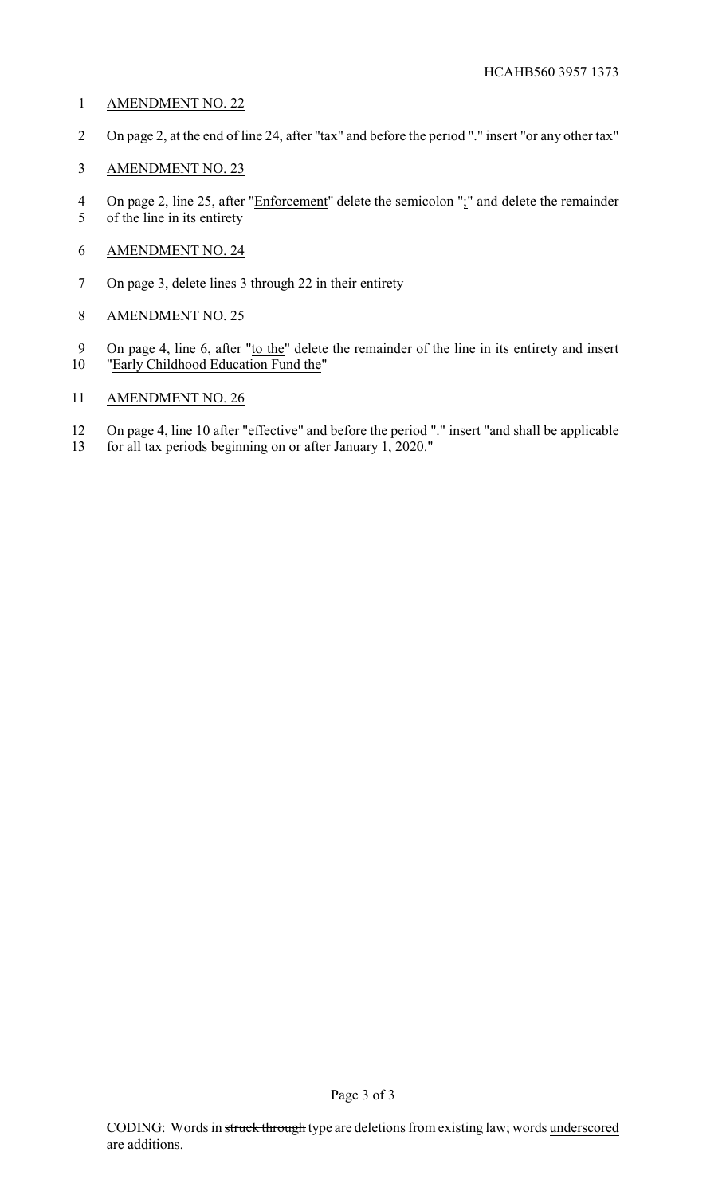AMENDMENT NO. 22

On page 2, at the end of line 24, after "tax" and before the period "." insert "or any other tax"

AMENDMENT NO. 23

On page 2, line 25, after "Enforcement" delete the semicolon ";" and delete the remainder of the line in its entirety

AMENDMENT NO. 24

On page 3, delete lines 3 through 22 in their entirety

AMENDMENT NO. 25

On page 4, line 6, after "to the" delete the remainder of the line in its entirety and insert "Early Childhood Education Fund the"

AMENDMENT NO. 26

On page 4, line 10 after "effective" and before the period "." insert "and shall be applicable for all tax periods beginning on or after January 1, 2020."

CODING: Words in ~~struck through~~ type are deletions from existing law; words underscored are additions.